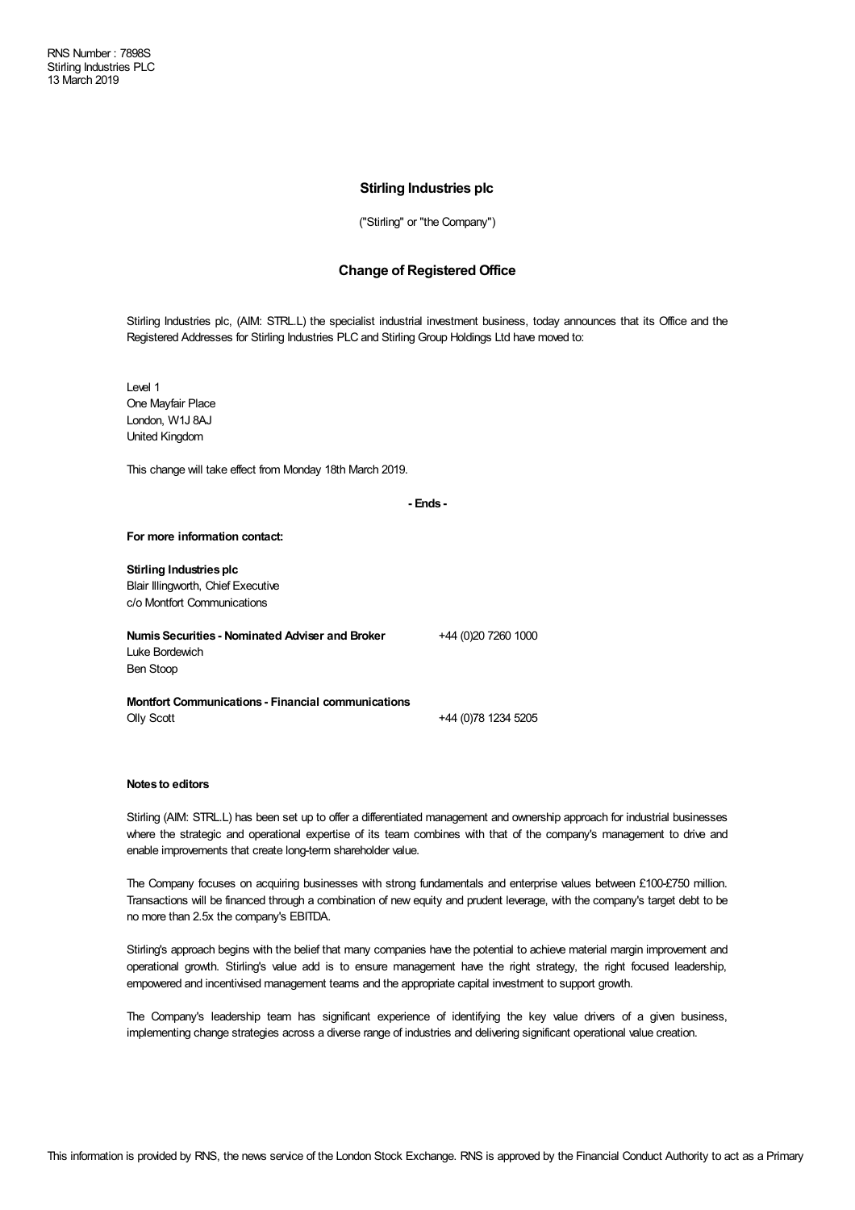RNS Number : 7898S
Stirling Industries PLC
13 March 2019

## Stirling Industries plc

("Stirling" or "the Company")

## Change of Registered Office

Stirling Industries plc, (AIM: STRL.L) the specialist industrial investment business, today announces that its Office and the Registered Addresses for Stirling Industries PLC and Stirling Group Holdings Ltd have moved to:

Level 1
One Mayfair Place
London, W1J 8AJ
United Kingdom

This change will take effect from Monday 18th March 2019.

**- Ends -**

**For more information contact:**

**Stirling Industries plc**
Blair Illingworth, Chief Executive
c/o Montfort Communications

**Numis Securities - Nominated Adviser and Broker** +44 (0)20 7260 1000
Luke Bordewich
Ben Stoop

**Montfort Communications - Financial communications**
Olly Scott +44 (0)78 1234 5205

**Notes to editors**

Stirling (AIM: STRL.L) has been set up to offer a differentiated management and ownership approach for industrial businesses where the strategic and operational expertise of its team combines with that of the company's management to drive and enable improvements that create long-term shareholder value.

The Company focuses on acquiring businesses with strong fundamentals and enterprise values between £100-£750 million. Transactions will be financed through a combination of new equity and prudent leverage, with the company's target debt to be no more than 2.5x the company's EBITDA.

Stirling's approach begins with the belief that many companies have the potential to achieve material margin improvement and operational growth. Stirling's value add is to ensure management have the right strategy, the right focused leadership, empowered and incentivised management teams and the appropriate capital investment to support growth.

The Company's leadership team has significant experience of identifying the key value drivers of a given business, implementing change strategies across a diverse range of industries and delivering significant operational value creation.

This information is provided by RNS, the news service of the London Stock Exchange. RNS is approved by the Financial Conduct Authority to act as a Primary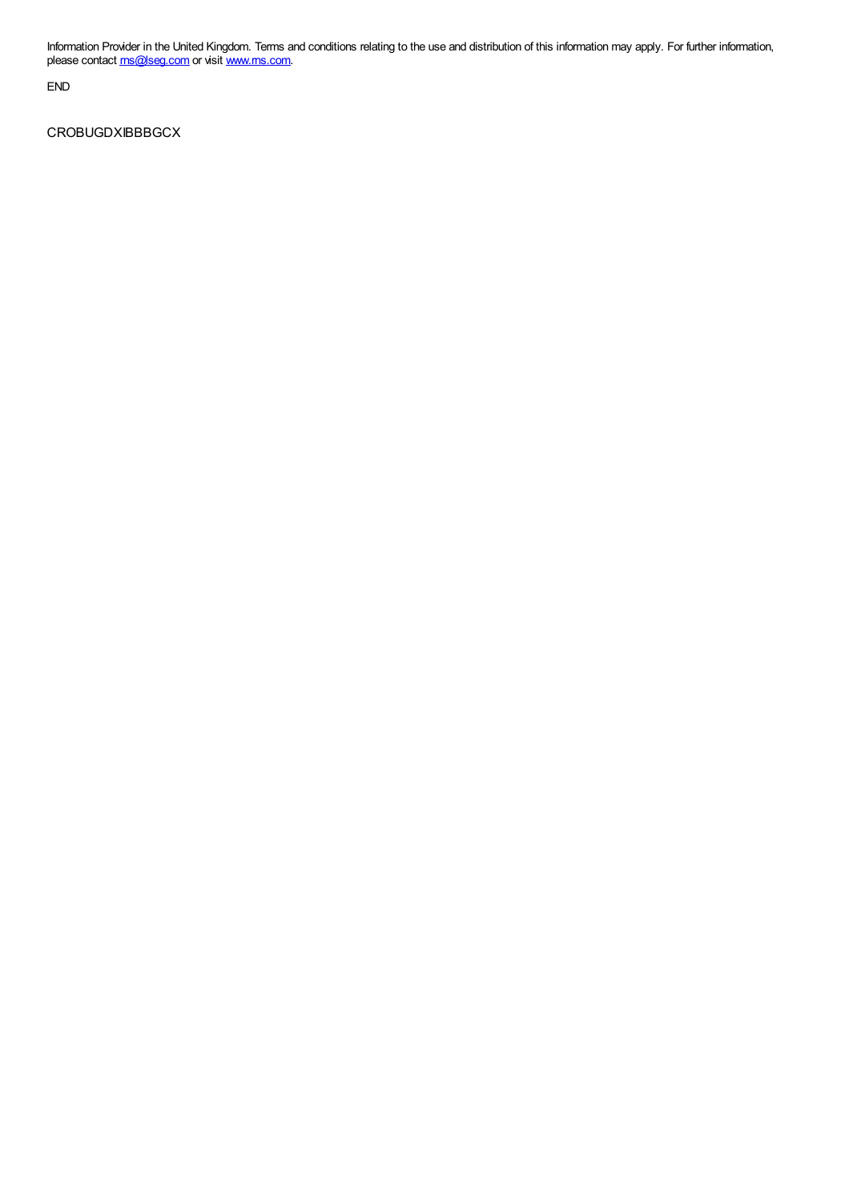Information Provider in the United Kingdom. Terms and conditions relating to the use and distribution of this information may apply. For further information, please contact [rns@lseg.com](mailto:rns@lseg.com) or visit [www.rns.com](http://www.rns.com).

END

CROBUGDXIBBBGCX